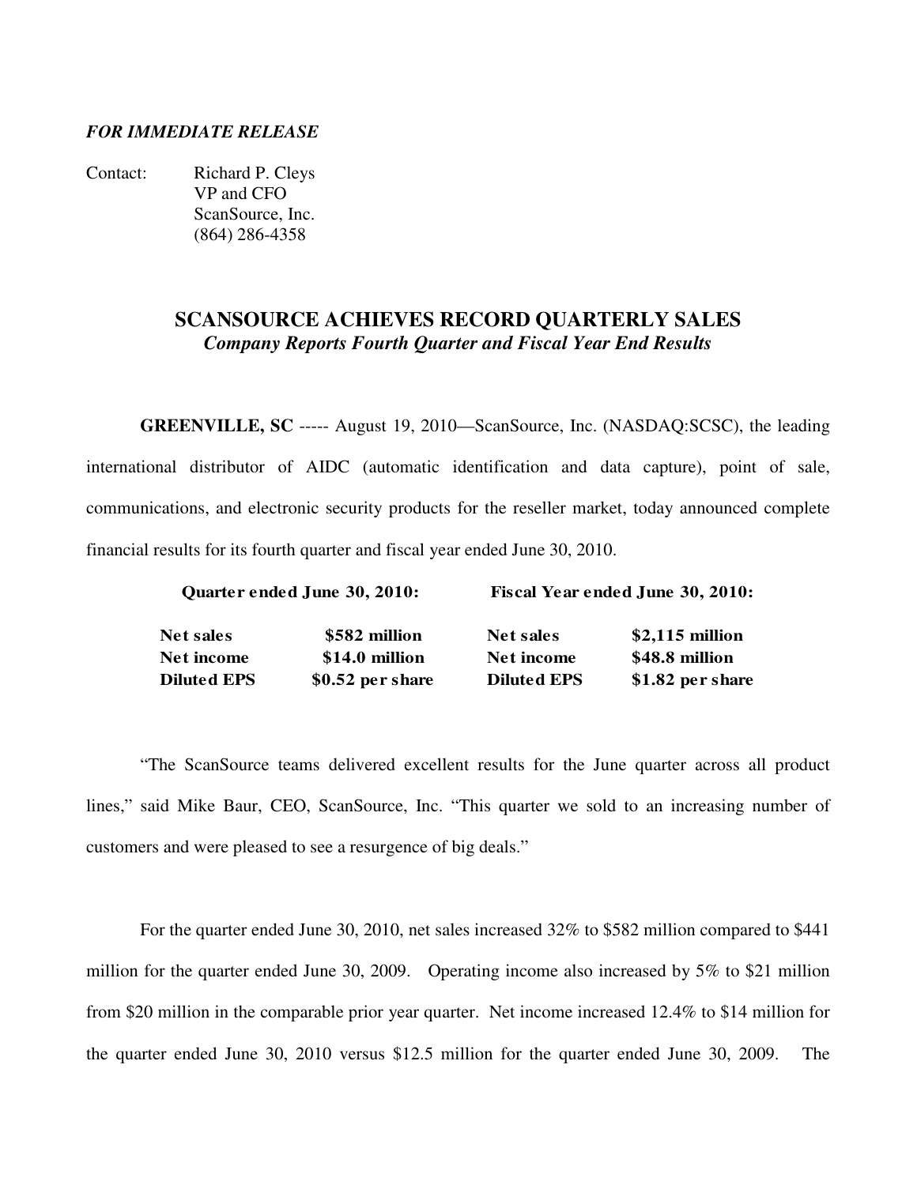*FOR IMMEDIATE RELEASE*

Contact: Richard P. Cleys
VP and CFO
ScanSource, Inc.
(864) 286-4358

# SCANSOURCE ACHIEVES RECORD QUARTERLY SALES

### *Company Reports Fourth Quarter and Fiscal Year End Results*

**GREENVILLE, SC** ----- August 19, 2010—ScanSource, Inc. (NASDAQ:SCSC), the leading international distributor of AIDC (automatic identification and data capture), point of sale, communications, and electronic security products for the reseller market, today announced complete financial results for its fourth quarter and fiscal year ended June 30, 2010.

| **Quarter ended June 30, 2010:** | | **Fiscal Year ended June 30, 2010:** | |
|---|---|---|---|
| **Net sales** | **$582 million** | **Net sales** | **$2,115 million** |
| **Net income** | **$14.0 million** | **Net income** | **$48.8 million** |
| **Diluted EPS** | **$0.52 per share** | **Diluted EPS** | **$1.82 per share** |

"The ScanSource teams delivered excellent results for the June quarter across all product lines," said Mike Baur, CEO, ScanSource, Inc. "This quarter we sold to an increasing number of customers and were pleased to see a resurgence of big deals."

For the quarter ended June 30, 2010, net sales increased 32% to $582 million compared to $441 million for the quarter ended June 30, 2009. Operating income also increased by 5% to $21 million from $20 million in the comparable prior year quarter. Net income increased 12.4% to $14 million for the quarter ended June 30, 2010 versus $12.5 million for the quarter ended June 30, 2009. The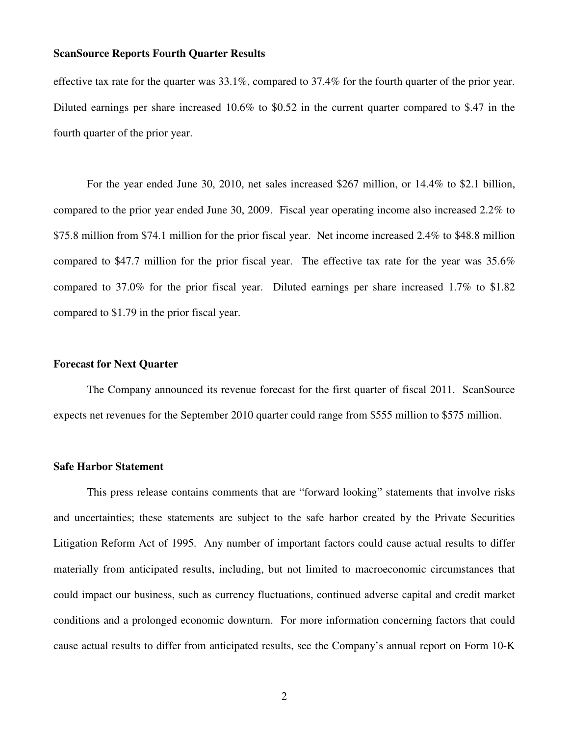effective tax rate for the quarter was 33.1%, compared to 37.4% for the fourth quarter of the prior year. Diluted earnings per share increased 10.6% to $0.52 in the current quarter compared to $.47 in the fourth quarter of the prior year.

For the year ended June 30, 2010, net sales increased $267 million, or 14.4% to $2.1 billion, compared to the prior year ended June 30, 2009. Fiscal year operating income also increased 2.2% to $75.8 million from $74.1 million for the prior fiscal year. Net income increased 2.4% to $48.8 million compared to $47.7 million for the prior fiscal year. The effective tax rate for the year was 35.6% compared to 37.0% for the prior fiscal year. Diluted earnings per share increased 1.7% to $1.82 compared to $1.79 in the prior fiscal year.

**Forecast for Next Quarter**

The Company announced its revenue forecast for the first quarter of fiscal 2011. ScanSource expects net revenues for the September 2010 quarter could range from $555 million to $575 million.

**Safe Harbor Statement**

This press release contains comments that are "forward looking" statements that involve risks and uncertainties; these statements are subject to the safe harbor created by the Private Securities Litigation Reform Act of 1995. Any number of important factors could cause actual results to differ materially from anticipated results, including, but not limited to macroeconomic circumstances that could impact our business, such as currency fluctuations, continued adverse capital and credit market conditions and a prolonged economic downturn. For more information concerning factors that could cause actual results to differ from anticipated results, see the Company's annual report on Form 10-K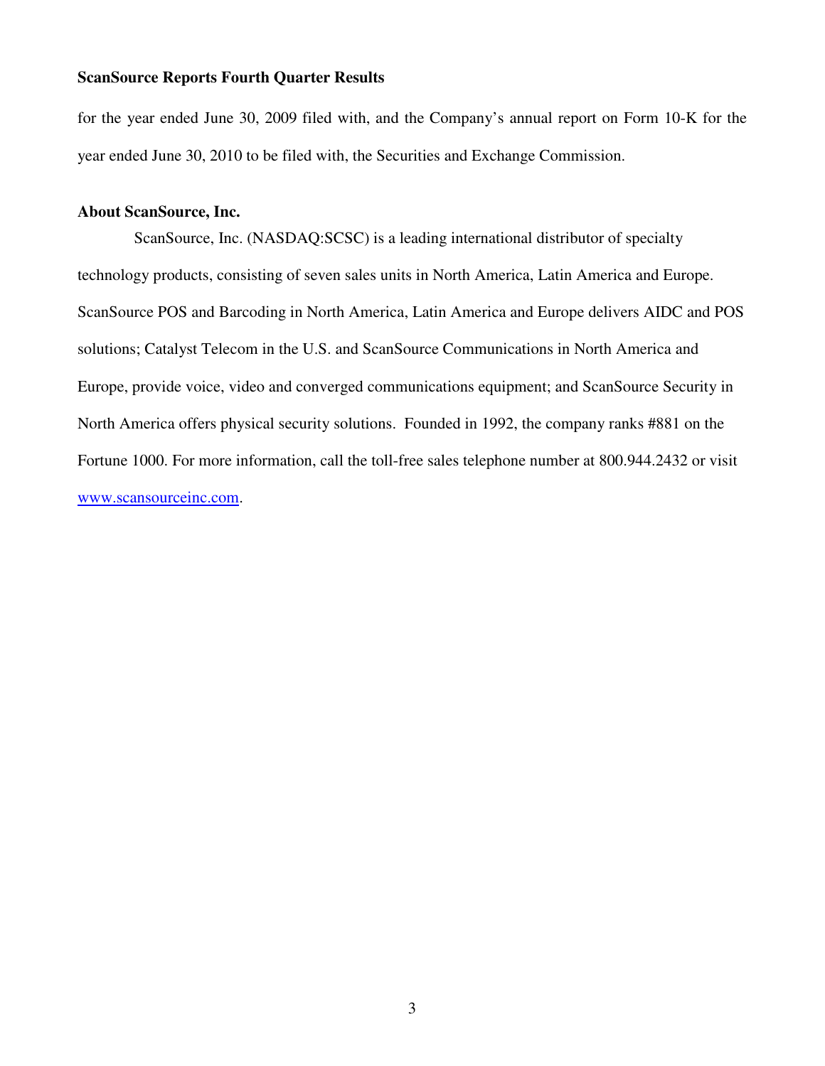for the year ended June 30, 2009 filed with, and the Company's annual report on Form 10-K for the year ended June 30, 2010 to be filed with, the Securities and Exchange Commission.

**About ScanSource, Inc.**

ScanSource, Inc. (NASDAQ:SCSC) is a leading international distributor of specialty technology products, consisting of seven sales units in North America, Latin America and Europe. ScanSource POS and Barcoding in North America, Latin America and Europe delivers AIDC and POS solutions; Catalyst Telecom in the U.S. and ScanSource Communications in North America and Europe, provide voice, video and converged communications equipment; and ScanSource Security in North America offers physical security solutions. Founded in 1992, the company ranks #881 on the Fortune 1000. For more information, call the toll-free sales telephone number at 800.944.2432 or visit [www.scansourceinc.com](http://www.scansourceinc.com).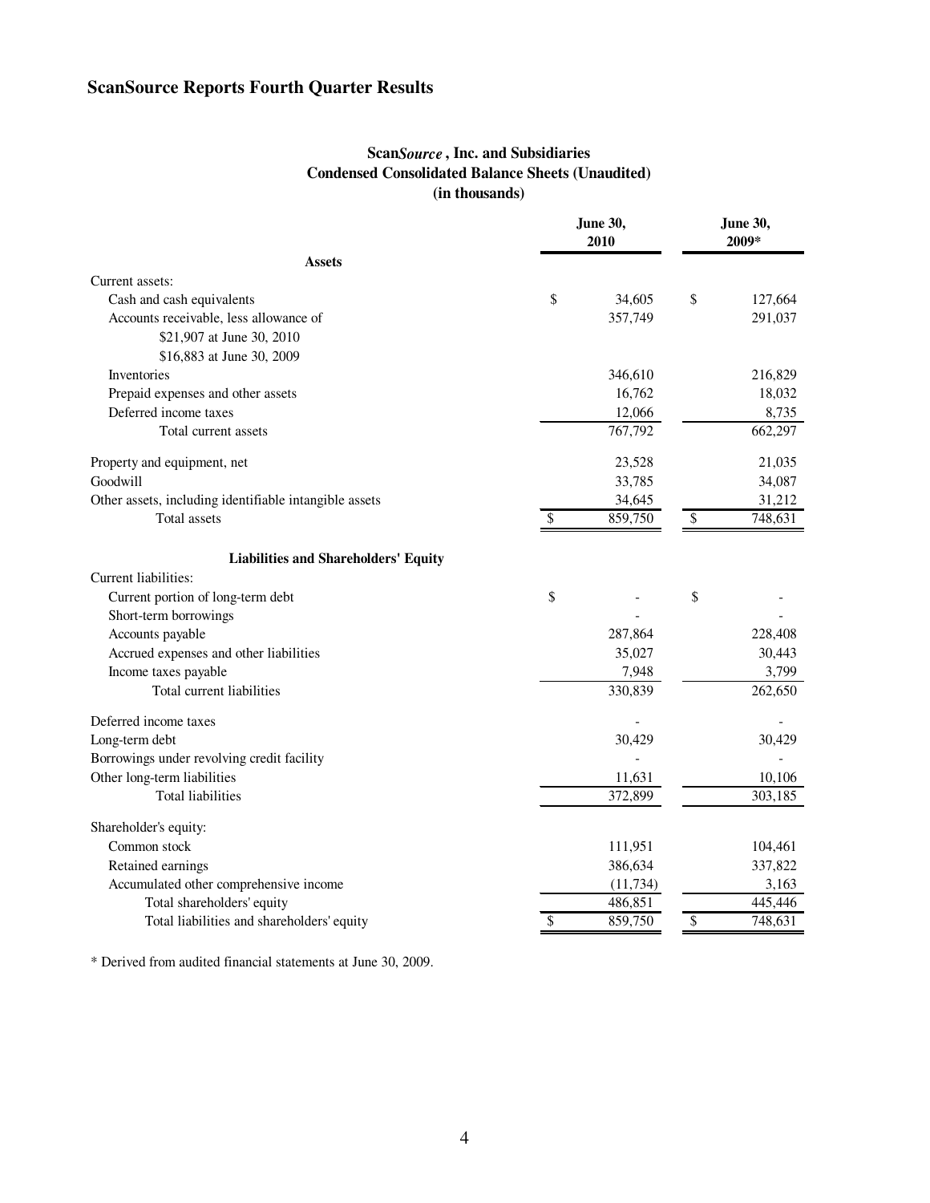# ScanSource Reports Fourth Quarter Results

**Scan*Source*, Inc. and Subsidiaries**
**Condensed Consolidated Balance Sheets (Unaudited)**
**(in thousands)**

| | June 30, 2010 | June 30, 2009* |
|---|---|---|
| **Assets** | | |
| Current assets: | | |
| Cash and cash equivalents | $ 34,605 | $ 127,664 |
| Accounts receivable, less allowance of $21,907 at June 30, 2010 $16,883 at June 30, 2009 | 357,749 | 291,037 |
| Inventories | 346,610 | 216,829 |
| Prepaid expenses and other assets | 16,762 | 18,032 |
| Deferred income taxes | 12,066 | 8,735 |
| Total current assets | 767,792 | 662,297 |
| Property and equipment, net | 23,528 | 21,035 |
| Goodwill | 33,785 | 34,087 |
| Other assets, including identifiable intangible assets | 34,645 | 31,212 |
| Total assets | $ 859,750 | $ 748,631 |
| **Liabilities and Shareholders' Equity** | | |
| Current liabilities: | | |
| Current portion of long-term debt | $ - | $ - |
| Short-term borrowings | - | - |
| Accounts payable | 287,864 | 228,408 |
| Accrued expenses and other liabilities | 35,027 | 30,443 |
| Income taxes payable | 7,948 | 3,799 |
| Total current liabilities | 330,839 | 262,650 |
| Deferred income taxes | - | - |
| Long-term debt | 30,429 | 30,429 |
| Borrowings under revolving credit facility | - | - |
| Other long-term liabilities | 11,631 | 10,106 |
| Total liabilities | 372,899 | 303,185 |
| Shareholder's equity: | | |
| Common stock | 111,951 | 104,461 |
| Retained earnings | 386,634 | 337,822 |
| Accumulated other comprehensive income | (11,734) | 3,163 |
| Total shareholders' equity | 486,851 | 445,446 |
| Total liabilities and shareholders' equity | $ 859,750 | $ 748,631 |

* Derived from audited financial statements at June 30, 2009.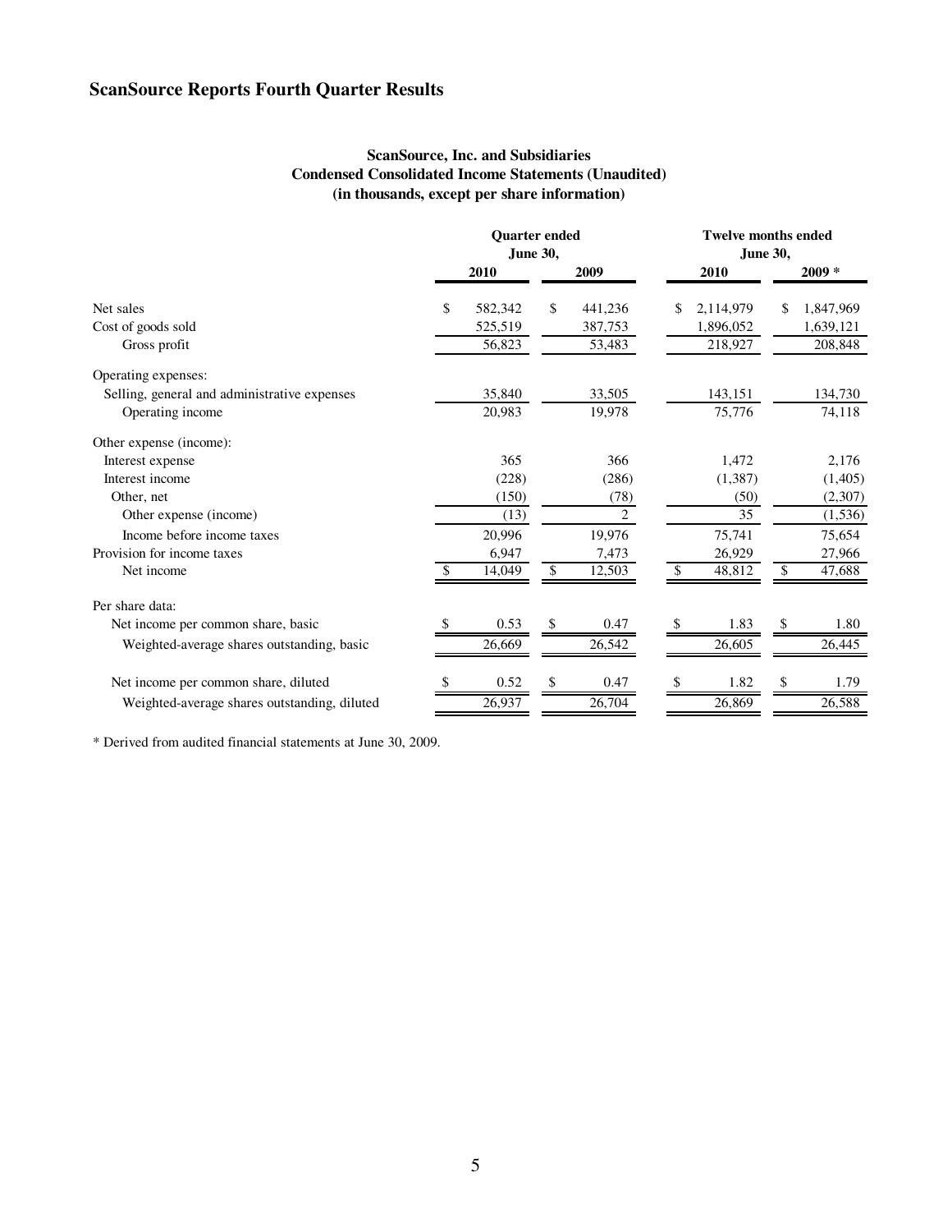# ScanSource Reports Fourth Quarter Results

**ScanSource, Inc. and Subsidiaries**
**Condensed Consolidated Income Statements (Unaudited)**
**(in thousands, except per share information)**

| | Quarter ended June 30, | | Twelve months ended June 30, | |
|---|---|---|---|---|
| | **2010** | **2009** | **2010** | **2009 \*** |
| Net sales | $ 582,342 | $ 441,236 | $ 2,114,979 | $ 1,847,969 |
| Cost of goods sold | 525,519 | 387,753 | 1,896,052 | 1,639,121 |
| Gross profit | 56,823 | 53,483 | 218,927 | 208,848 |
| Operating expenses: | | | | |
| Selling, general and administrative expenses | 35,840 | 33,505 | 143,151 | 134,730 |
| Operating income | 20,983 | 19,978 | 75,776 | 74,118 |
| Other expense (income): | | | | |
| Interest expense | 365 | 366 | 1,472 | 2,176 |
| Interest income | (228) | (286) | (1,387) | (1,405) |
| Other, net | (150) | (78) | (50) | (2,307) |
| Other expense (income) | (13) | 2 | 35 | (1,536) |
| Income before income taxes | 20,996 | 19,976 | 75,741 | 75,654 |
| Provision for income taxes | 6,947 | 7,473 | 26,929 | 27,966 |
| Net income | $ 14,049 | $ 12,503 | $ 48,812 | $ 47,688 |
| Per share data: | | | | |
| Net income per common share, basic | $ 0.53 | $ 0.47 | $ 1.83 | $ 1.80 |
| Weighted-average shares outstanding, basic | 26,669 | 26,542 | 26,605 | 26,445 |
| Net income per common share, diluted | $ 0.52 | $ 0.47 | $ 1.82 | $ 1.79 |
| Weighted-average shares outstanding, diluted | 26,937 | 26,704 | 26,869 | 26,588 |

\* Derived from audited financial statements at June 30, 2009.